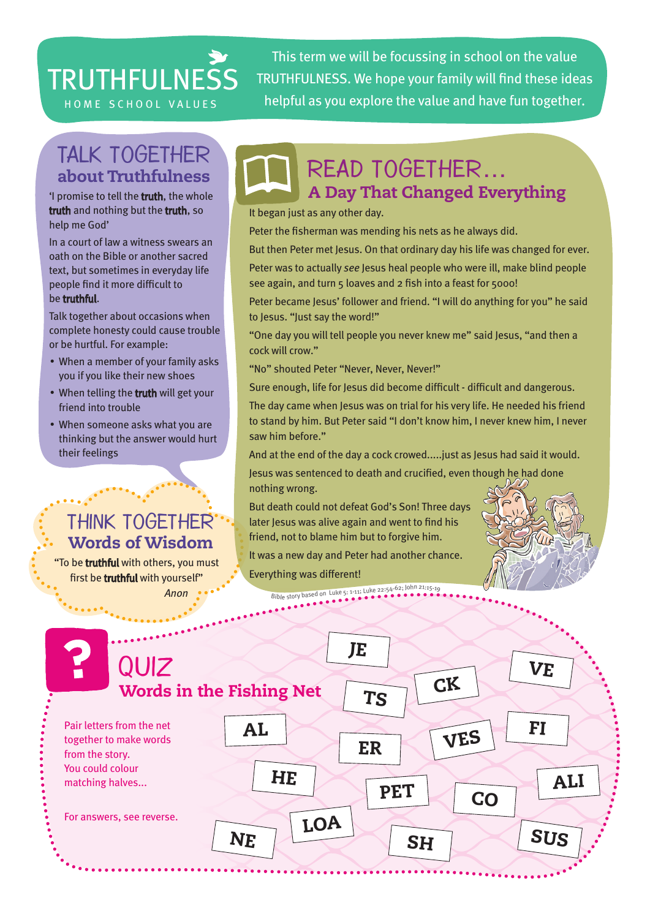# TRUTHFULNESS

HOME SCHOOL VALUES

This term we will be focussing in school on the value TRUTHFULNESS. We hope your family will find these ideas helpful as you explore the value and have fun together.

## TALK TOGETHER about Truthfulness

'I promise to tell the **truth**, the whole **truth** and nothing but the **truth**, so help me God'

In a court of law a witness swears an oath on the Bible or another sacred text, but sometimes in everyday life people find it more difficult to be **truthful**.

Talk together about occasions when complete honesty could cause trouble or be hurtful. For example:

- When a member of your family asks you if you like their new shoes
- When telling the **truth** will get your friend into trouble
- When someone asks what you are thinking but the answer would hurt their feelings

## THINK TOGETHER Words of Wisdom

"To be **truthful** with others, you must first be **truthful** with yourself"

*Anon*

## READ TOGETHER... A Day That Changed Everything

It began just as any other day.

Peter the fisherman was mending his nets as he always did.

But then Peter met Jesus. On that ordinary day his life was changed for ever.

Peter was to actually *see* Jesus heal people who were ill, make blind people see again, and turn 5 loaves and 2 fish into a feast for 5000!

Peter became Jesus' follower and friend. "I will do anything for you" he said to Jesus. "Just say the word!"

"One day you will tell people you never knew me" said Jesus, "and then a cock will crow."

"No" shouted Peter "Never, Never, Never!"

Sure enough, life for Jesus did become difficult - difficult and dangerous.

The day came when Jesus was on trial for his very life. He needed his friend to stand by him. But Peter said "I don't know him, I never knew him, I never saw him before."

And at the end of the day a cock crowed.....just as Jesus had said it would.

Jesus was sentenced to death and crucified, even though he had done nothing wrong.

But death could not defeat God's Son! Three days later Jesus was alive again and went to find his friend, not to blame him but to forgive him.

It was a new day and Peter had another chance.

Everything was different!

Bible story based on Luke 5: 1-11; Luke 22:54-62; John 21:15-19

## QUIZ Words in the Fishing Net

Pair letters from the net together to make words from the story.
You could colour matching halves...

For answers, see reverse.

JE, VE, TS, CK, AL, ER, VES, FI, HE, PET, CO, ALI, NE, LOA, SH, SUS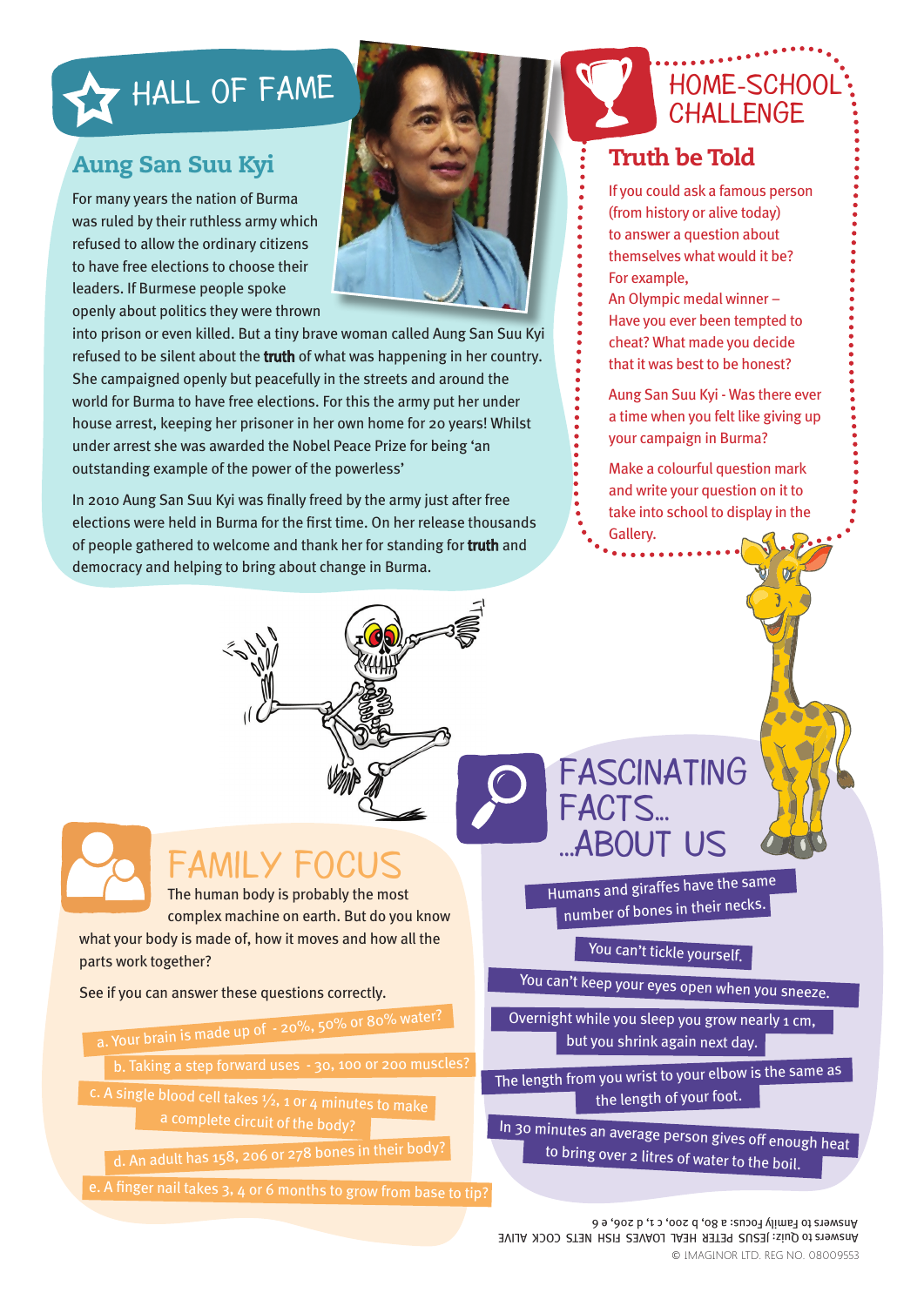# HALL OF FAME

## Aung San Suu Kyi

For many years the nation of Burma was ruled by their ruthless army which refused to allow the ordinary citizens to have free elections to choose their leaders. If Burmese people spoke openly about politics they were thrown into prison or even killed. But a tiny brave woman called Aung San Suu Kyi refused to be silent about the **truth** of what was happening in her country. She campaigned openly but peacefully in the streets and around the world for Burma to have free elections. For this the army put her under house arrest, keeping her prisoner in her own home for 20 years! Whilst under arrest she was awarded the Nobel Peace Prize for being 'an outstanding example of the power of the powerless'

In 2010 Aung San Suu Kyi was finally freed by the army just after free elections were held in Burma for the first time. On her release thousands of people gathered to welcome and thank her for standing for **truth** and democracy and helping to bring about change in Burma.

# HOME-SCHOOL CHALLENGE

## Truth be Told

If you could ask a famous person (from history or alive today) to answer a question about themselves what would it be?

For example,

An Olympic medal winner – Have you ever been tempted to cheat? What made you decide that it was best to be honest?

Aung San Suu Kyi - Was there ever a time when you felt like giving up your campaign in Burma?

Make a colourful question mark and write your question on it to take into school to display in the Gallery.

# FAMILY FOCUS

The human body is probably the most complex machine on earth. But do you know what your body is made of, how it moves and how all the parts work together?

See if you can answer these questions correctly.

a. Your brain is made up of - 20%, 50% or 80% water?

b. Taking a step forward uses - 30, 100 or 200 muscles?

c. A single blood cell takes ½, 1 or 4 minutes to make a complete circuit of the body?

d. An adult has 158, 206 or 278 bones in their body?

e. A finger nail takes 3, 4 or 6 months to grow from base to tip?

# FASCINATING FACTS... ...ABOUT US

Humans and giraffes have the same number of bones in their necks.

You can't tickle yourself.

You can't keep your eyes open when you sneeze.

Overnight while you sleep you grow nearly 1 cm, but you shrink again next day.

The length from you wrist to your elbow is the same as the length of your foot.

In 30 minutes an average person gives off enough heat to bring over 2 litres of water to the boil.

Answers to Quiz: JESUS PETER HEAL LOAVES FISH NETS COCK ALIVE

Answers to Family Focus: a 80, b 200, c 1, d 206, e 6

© IMAGINOR LTD. REG NO. 08009553